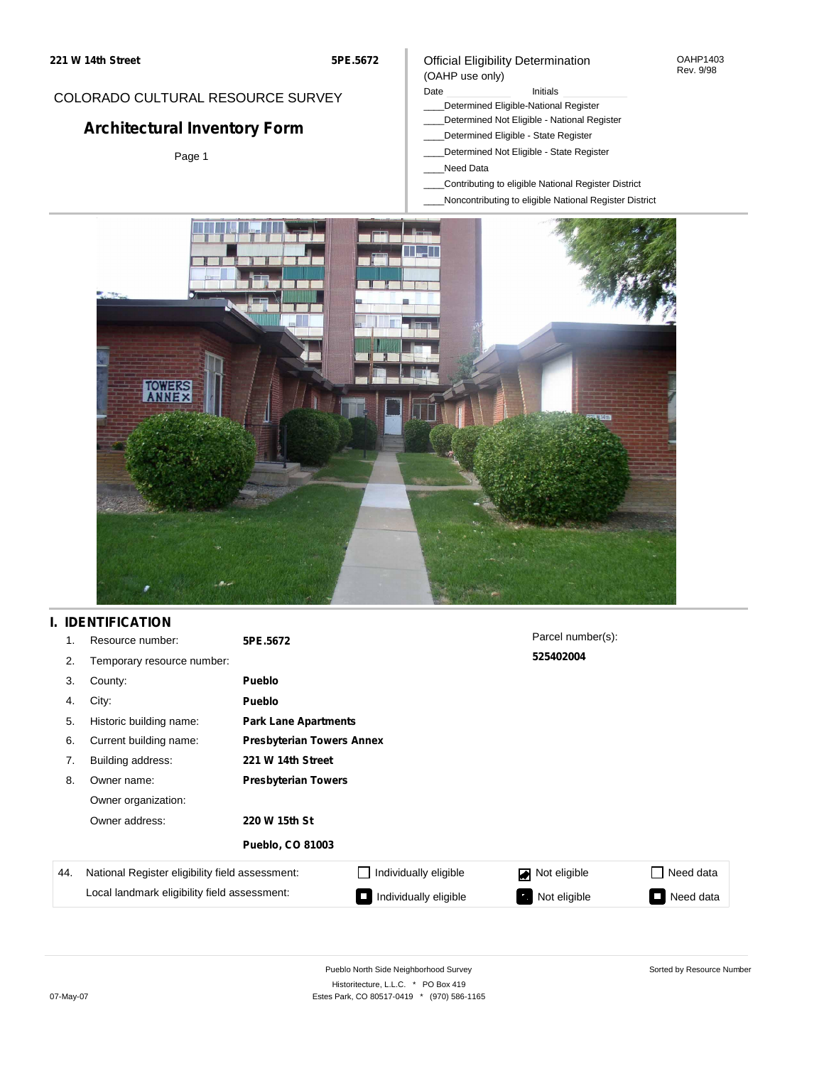221 W 14th Street 5PE.5672

COLORADO CULTURAL RESOURCE SURVEY

# Architectural Inventory Form

Page 1

Official Eligibility Determination
(OAHP use only)

OAHP1403
Rev. 9/98

Date ______ Initials ______

____Determined Eligible-National Register
____Determined Not Eligible - National Register
____Determined Eligible - State Register
____Determined Not Eligible - State Register
____Need Data
____Contributing to eligible National Register District
____Noncontributing to eligible National Register District

## I. IDENTIFICATION

| | | |
|---|---|---|
| 1. | Resource number: | **5PE.5672** |
| 2. | Temporary resource number: | |
| 3. | County: | **Pueblo** |
| 4. | City: | **Pueblo** |
| 5. | Historic building name: | **Park Lane Apartments** |
| 6. | Current building name: | **Presbyterian Towers Annex** |
| 7. | Building address: | **221 W 14th Street** |
| 8. | Owner name: | **Presbyterian Towers** |
| | Owner organization: | |
| | Owner address: | **220 W 15th St** |
| | | **Pueblo, CO 81003** |

Parcel number(s):
**525402004**

| 44. | | | | |
|---|---|---|---|---|
| National Register eligibility field assessment: | ☐ Individually eligible | ☑ Not eligible | ☐ Need data |
| Local landmark eligibility field assessment: | ■ Individually eligible | ■ Not eligible | ■ Need data |

Pueblo North Side Neighborhood Survey
Historitecture, L.L.C. * PO Box 419
Estes Park, CO 80517-0419 * (970) 586-1165

Sorted by Resource Number

07-May-07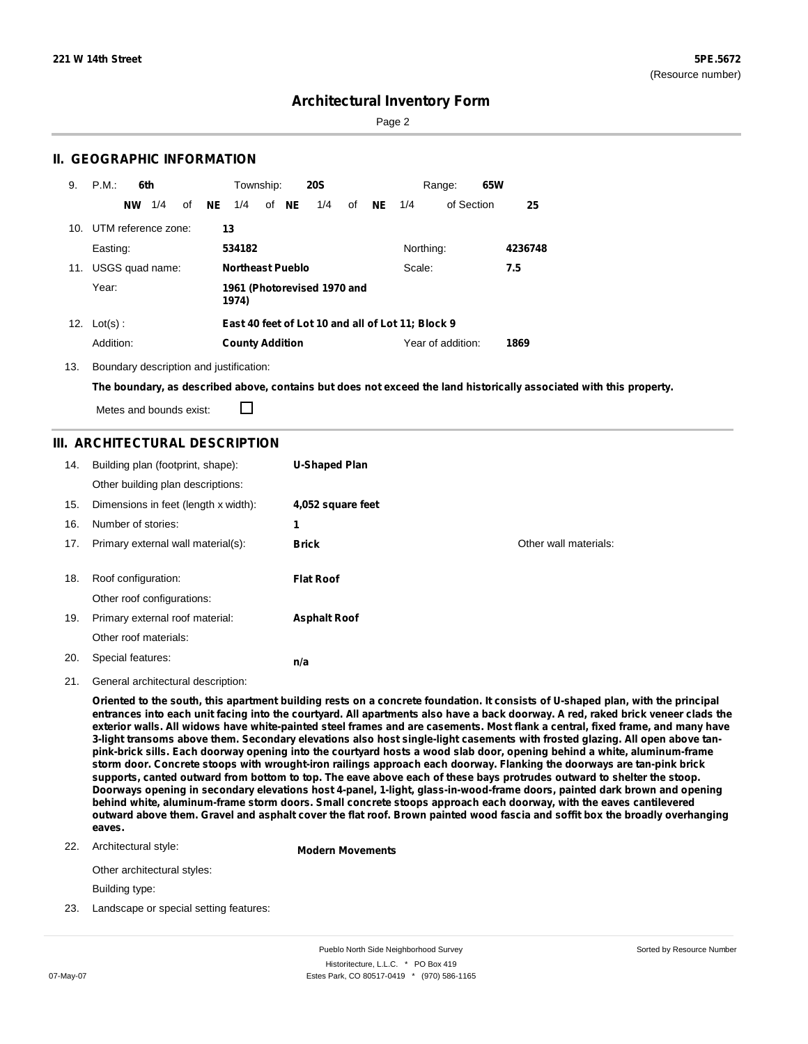## II. GEOGRAPHIC INFORMATION

9. P.M.: **6th** Township: **20S** Range: **65W**
   **NW** 1/4 of **NE** 1/4 of **NE** 1/4 of **NE** 1/4 of Section **25**

10. UTM reference zone: **13**
    Easting: **534182** Northing: **4236748**

11. USGS quad name: **Northeast Pueblo** Scale: **7.5**
    Year: **1961 (Photorevised 1970 and 1974)**

12. Lot(s) : **East 40 feet of Lot 10 and all of Lot 11; Block 9**
    Addition: **County Addition** Year of addition: **1869**

13. Boundary description and justification:
    **The boundary, as described above, contains but does not exceed the land historically associated with this property.**
    Metes and bounds exist: ☐

## III. ARCHITECTURAL DESCRIPTION

14. Building plan (footprint, shape): **U-Shaped Plan**
    Other building plan descriptions:
15. Dimensions in feet (length x width): **4,052 square feet**
16. Number of stories: **1**
17. Primary external wall material(s): **Brick** Other wall materials:
18. Roof configuration: **Flat Roof**
    Other roof configurations:
19. Primary external roof material: **Asphalt Roof**
    Other roof materials:
20. Special features: **n/a**
21. General architectural description:
    **Oriented to the south, this apartment building rests on a concrete foundation. It consists of U-shaped plan, with the principal entrances into each unit facing into the courtyard. All apartments also have a back doorway. A red, raked brick veneer clads the exterior walls. All widows have white-painted steel frames and are casements. Most flank a central, fixed frame, and many have 3-light transoms above them. Secondary elevations also host single-light casements with frosted glazing. All open above tan-pink-brick sills. Each doorway opening into the courtyard hosts a wood slab door, opening behind a white, aluminum-frame storm door. Concrete stoops with wrought-iron railings approach each doorway. Flanking the doorways are tan-pink brick supports, canted outward from bottom to top. The eave above each of these bays protrudes outward to shelter the stoop. Doorways opening in secondary elevations host 4-panel, 1-light, glass-in-wood-frame doors, painted dark brown and opening behind white, aluminum-frame storm doors. Small concrete stoops approach each doorway, with the eaves cantilevered outward above them. Gravel and asphalt cover the flat roof. Brown painted wood fascia and soffit box the broadly overhanging eaves.**
22. Architectural style: **Modern Movements**
    Other architectural styles:
    Building type:
23. Landscape or special setting features: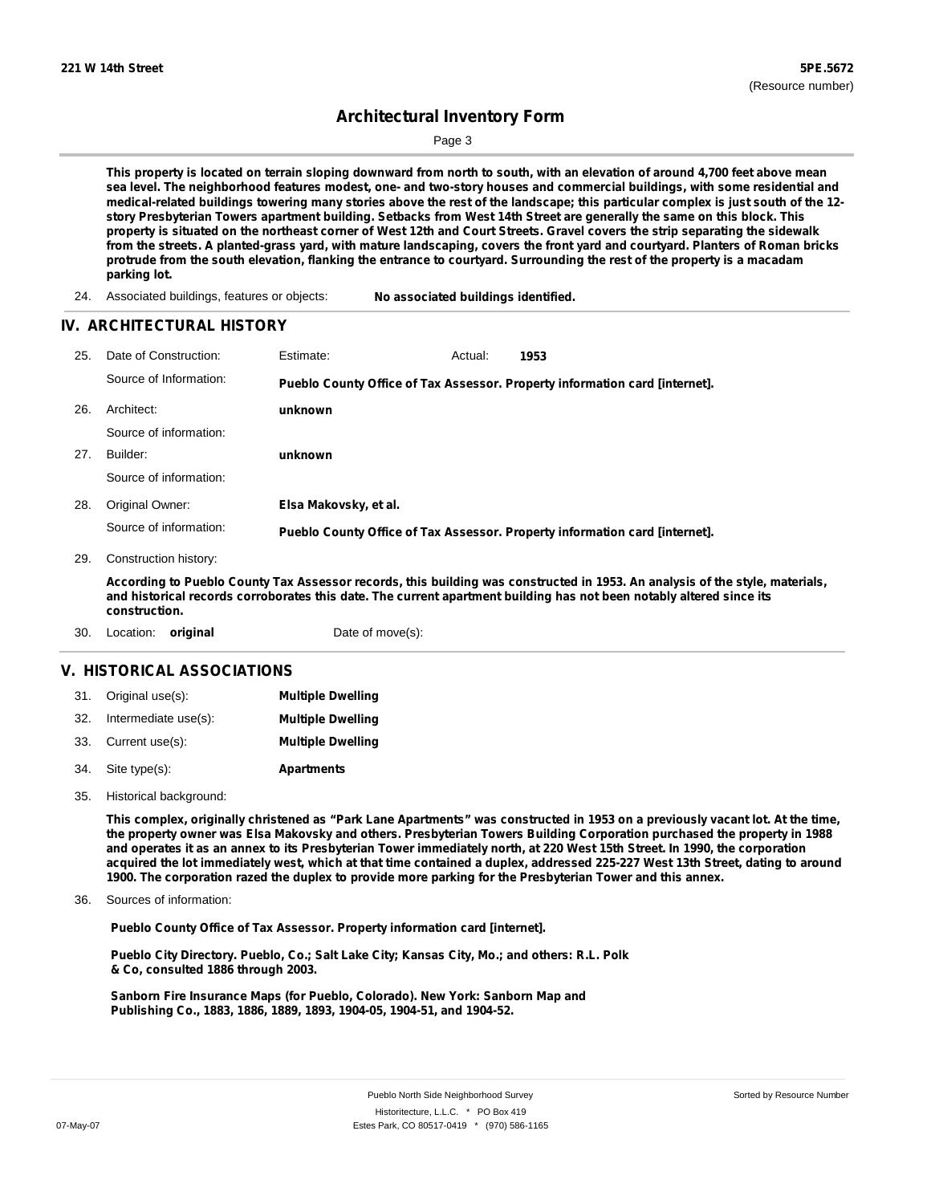This property is located on terrain sloping downward from north to south, with an elevation of around 4,700 feet above mean sea level. The neighborhood features modest, one- and two-story houses and commercial buildings, with some residential and medical-related buildings towering many stories above the rest of the landscape; this particular complex is just south of the 12-story Presbyterian Towers apartment building. Setbacks from West 14th Street are generally the same on this block. This property is situated on the northeast corner of West 12th and Court Streets. Gravel covers the strip separating the sidewalk from the streets. A planted-grass yard, with mature landscaping, covers the front yard and courtyard. Planters of Roman bricks protrude from the south elevation, flanking the entrance to courtyard. Surrounding the rest of the property is a macadam parking lot.

24. Associated buildings, features or objects: **No associated buildings identified.**

## IV. ARCHITECTURAL HISTORY

25. Date of Construction: Estimate: Actual: **1953**
    Source of Information: **Pueblo County Office of Tax Assessor. Property information card [internet].**

26. Architect: **unknown**
    Source of information:

27. Builder: **unknown**
    Source of information:

28. Original Owner: **Elsa Makovsky, et al.**
    Source of information: **Pueblo County Office of Tax Assessor. Property information card [internet].**

29. Construction history:

**According to Pueblo County Tax Assessor records, this building was constructed in 1953. An analysis of the style, materials, and historical records corroborates this date. The current apartment building has not been notably altered since its construction.**

30. Location: **original** Date of move(s):

## V. HISTORICAL ASSOCIATIONS

31. Original use(s): **Multiple Dwelling**
32. Intermediate use(s): **Multiple Dwelling**
33. Current use(s): **Multiple Dwelling**
34. Site type(s): **Apartments**
35. Historical background:

**This complex, originally christened as "Park Lane Apartments" was constructed in 1953 on a previously vacant lot. At the time, the property owner was Elsa Makovsky and others. Presbyterian Towers Building Corporation purchased the property in 1988 and operates it as an annex to its Presbyterian Tower immediately north, at 220 West 15th Street. In 1990, the corporation acquired the lot immediately west, which at that time contained a duplex, addressed 225-227 West 13th Street, dating to around 1900. The corporation razed the duplex to provide more parking for the Presbyterian Tower and this annex.**

36. Sources of information:

**Pueblo County Office of Tax Assessor. Property information card [internet].**

**Pueblo City Directory. Pueblo, Co.; Salt Lake City; Kansas City, Mo.; and others: R.L. Polk & Co, consulted 1886 through 2003.**

**Sanborn Fire Insurance Maps (for Pueblo, Colorado). New York: Sanborn Map and Publishing Co., 1883, 1886, 1889, 1893, 1904-05, 1904-51, and 1904-52.**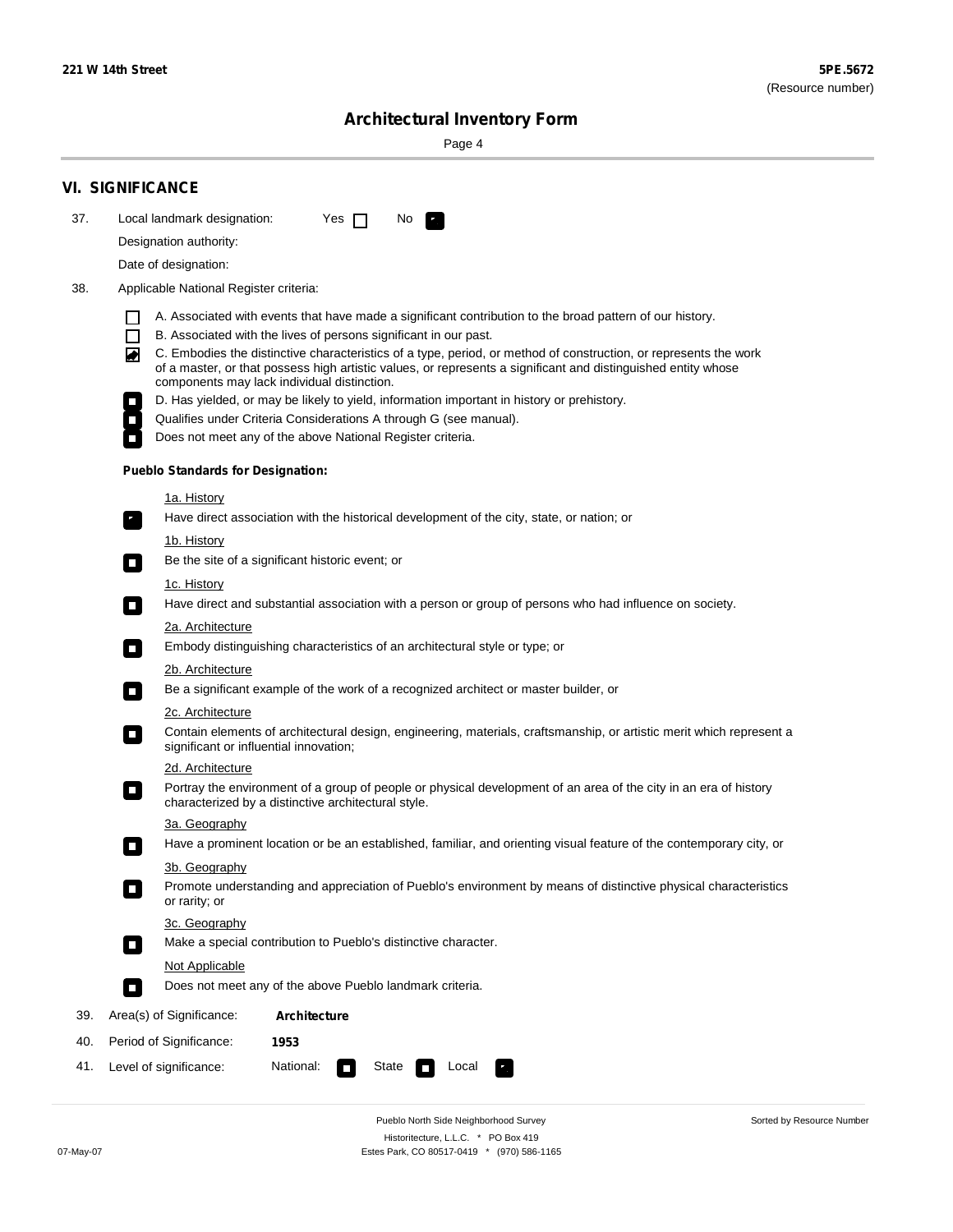221 W 14th Street

5PE.5672
(Resource number)

# Architectural Inventory Form

## VI. SIGNIFICANCE

37. Local landmark designation: Yes ☐ No ☑

Designation authority:

Date of designation:

38. Applicable National Register criteria:

☐ A. Associated with events that have made a significant contribution to the broad pattern of our history.
☐ B. Associated with the lives of persons significant in our past.
☑ C. Embodies the distinctive characteristics of a type, period, or method of construction, or represents the work of a master, or that possess high artistic values, or represents a significant and distinguished entity whose components may lack individual distinction.
☐ D. Has yielded, or may be likely to yield, information important in history or prehistory.
☐ Qualifies under Criteria Considerations A through G (see manual).
☐ Does not meet any of the above National Register criteria.

**Pueblo Standards for Designation:**

1a. History
☑ Have direct association with the historical development of the city, state, or nation; or

1b. History
☐ Be the site of a significant historic event; or

1c. History
☐ Have direct and substantial association with a person or group of persons who had influence on society.

2a. Architecture
☐ Embody distinguishing characteristics of an architectural style or type; or

2b. Architecture
☐ Be a significant example of the work of a recognized architect or master builder, or

2c. Architecture
☐ Contain elements of architectural design, engineering, materials, craftsmanship, or artistic merit which represent a significant or influential innovation;

2d. Architecture
☐ Portray the environment of a group of people or physical development of an area of the city in an era of history characterized by a distinctive architectural style.

3a. Geography
☐ Have a prominent location or be an established, familiar, and orienting visual feature of the contemporary city, or

3b. Geography
☐ Promote understanding and appreciation of Pueblo's environment by means of distinctive physical characteristics or rarity; or

3c. Geography
☐ Make a special contribution to Pueblo's distinctive character.

Not Applicable
☐ Does not meet any of the above Pueblo landmark criteria.

39. Area(s) of Significance: **Architecture**

40. Period of Significance: **1953**

41. Level of significance: National: ☐ State ☐ Local ☑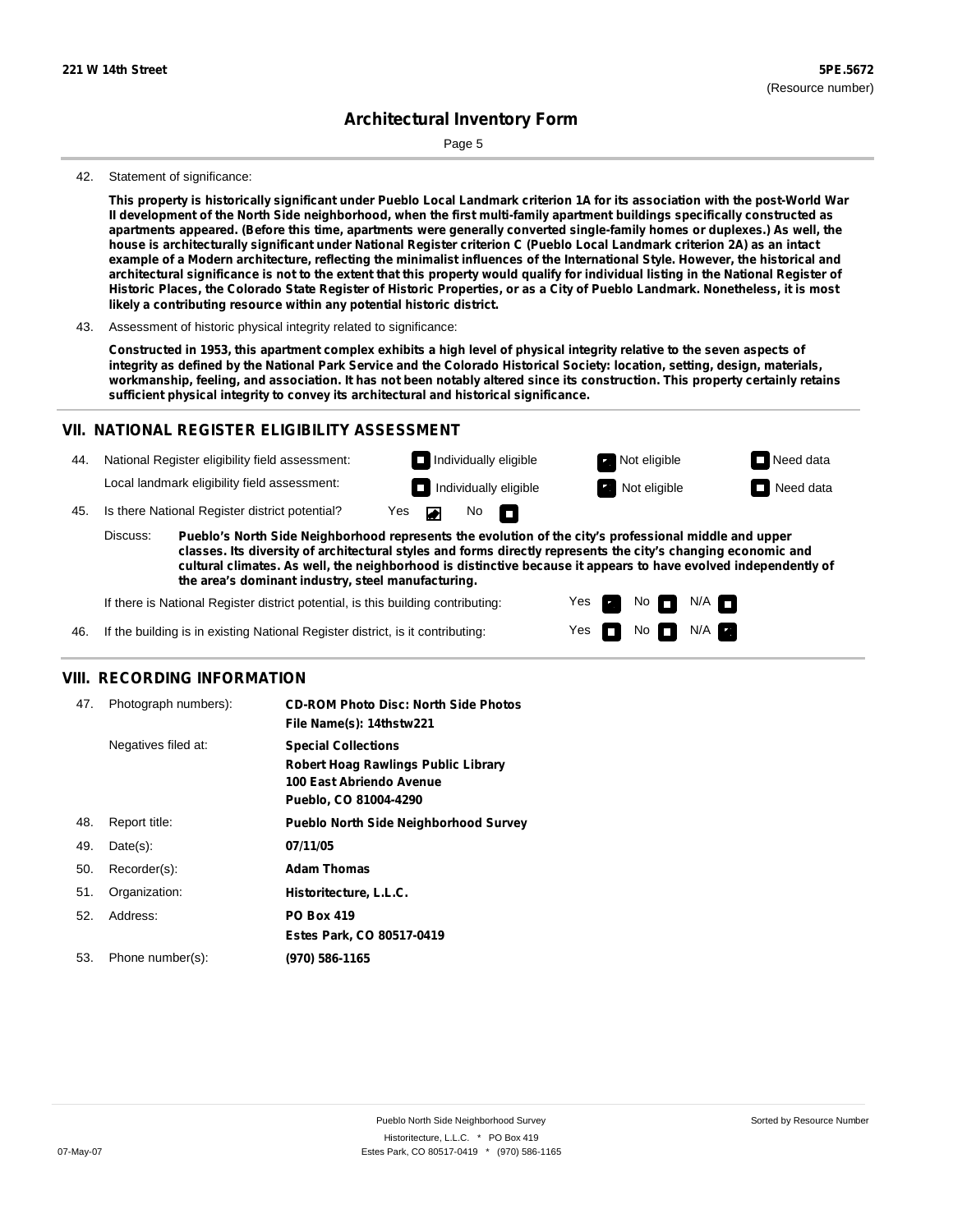**221 W 14th Street** **5PE.5672**
(Resource number)

# Architectural Inventory Form

42. Statement of significance:

**This property is historically significant under Pueblo Local Landmark criterion 1A for its association with the post-World War II development of the North Side neighborhood, when the first multi-family apartment buildings specifically constructed as apartments appeared. (Before this time, apartments were generally converted single-family homes or duplexes.) As well, the house is architecturally significant under National Register criterion C (Pueblo Local Landmark criterion 2A) as an intact example of a Modern architecture, reflecting the minimalist influences of the International Style. However, the historical and architectural significance is not to the extent that this property would qualify for individual listing in the National Register of Historic Places, the Colorado State Register of Historic Properties, or as a City of Pueblo Landmark. Nonetheless, it is most likely a contributing resource within any potential historic district.**

43. Assessment of historic physical integrity related to significance:

**Constructed in 1953, this apartment complex exhibits a high level of physical integrity relative to the seven aspects of integrity as defined by the National Park Service and the Colorado Historical Society: location, setting, design, materials, workmanship, feeling, and association. It has not been notably altered since its construction. This property certainly retains sufficient physical integrity to convey its architectural and historical significance.**

## VII. NATIONAL REGISTER ELIGIBILITY ASSESSMENT

44. National Register eligibility field assessment: ☐ Individually eligible ☒ Not eligible ☐ Need data
Local landmark eligibility field assessment: ☐ Individually eligible ☒ Not eligible ☐ Need data

45. Is there National Register district potential? Yes ☒ No ☐

Discuss: **Pueblo's North Side Neighborhood represents the evolution of the city's professional middle and upper classes. Its diversity of architectural styles and forms directly represents the city's changing economic and cultural climates. As well, the neighborhood is distinctive because it appears to have evolved independently of the area's dominant industry, steel manufacturing.**

If there is National Register district potential, is this building contributing: Yes ☒ No ☐ N/A ☐

46. If the building is in existing National Register district, is it contributing: Yes ☐ No ☐ N/A ☒

## VIII. RECORDING INFORMATION

47. Photograph numbers): **CD-ROM Photo Disc: North Side Photos**
**File Name(s): 14thstw221**

Negatives filed at: **Special Collections**
**Robert Hoag Rawlings Public Library**
**100 East Abriendo Avenue**
**Pueblo, CO 81004-4290**

48. Report title: **Pueblo North Side Neighborhood Survey**

49. Date(s): **07/11/05**

50. Recorder(s): **Adam Thomas**

51. Organization: **Historitecture, L.L.C.**

52. Address: **PO Box 419**
**Estes Park, CO 80517-0419**

53. Phone number(s): **(970) 586-1165**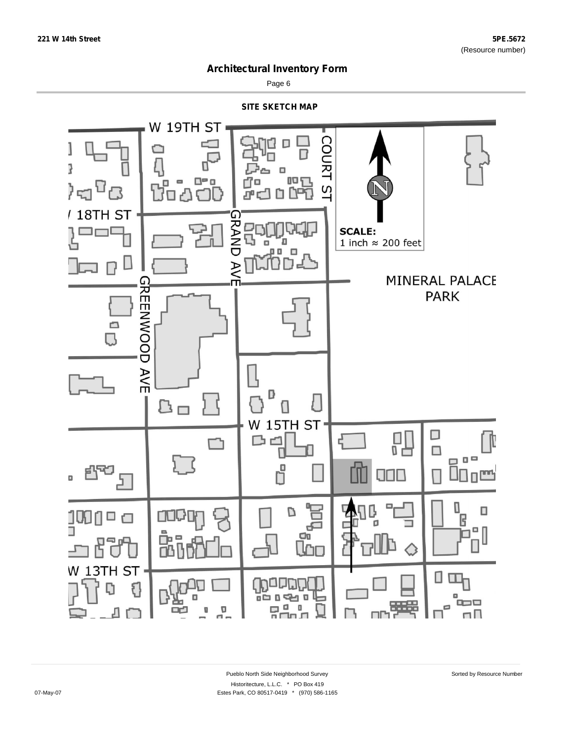## Architectural Inventory Form

### SITE SKETCH MAP

W 19TH ST

COURT ST

18TH ST

GRAND AVE

GREENWOOD AVE

SCALE:
1 inch ≈ 200 feet

MINERAL PALACE PARK

W 15TH ST

W 13TH ST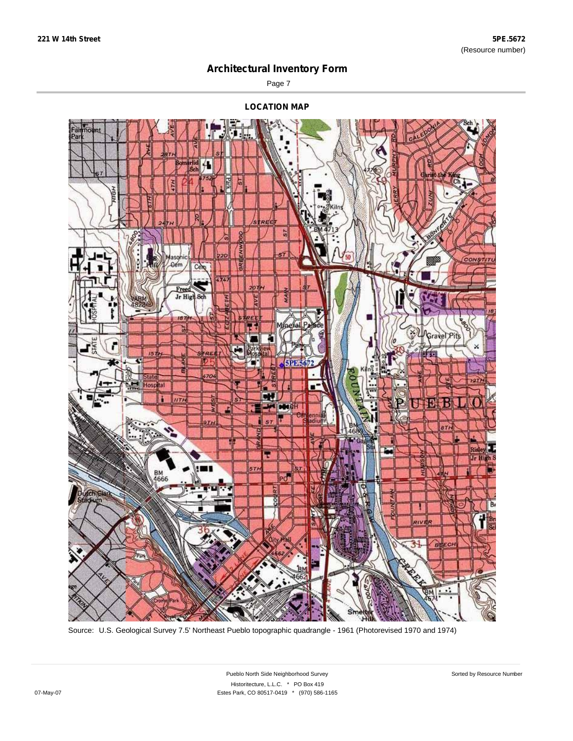## LOCATION MAP

Source: U.S. Geological Survey 7.5' Northeast Pueblo topographic quadrangle - 1961 (Photorevised 1970 and 1974)